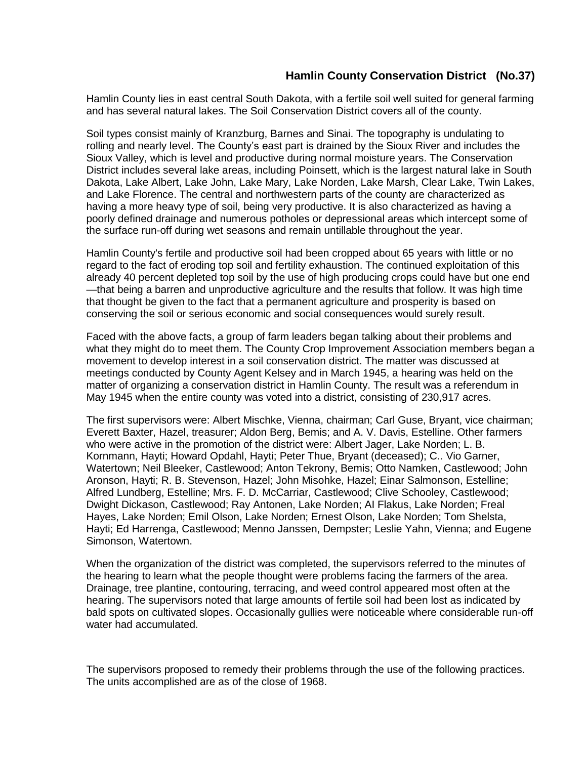## Hamlin County Conservation District (No.37)

Hamlin County lies in east central South Dakota, with a fertile soil well suited for general farming and has several natural lakes. The Soil Conservation District covers all of the county.

Soil types consist mainly of Kranzburg, Barnes and Sinai. The topography is undulating to rolling and nearly level. The County's east part is drained by the Sioux River and includes the Sioux Valley, which is level and productive during normal moisture years. The Conservation District includes several lake areas, including Poinsett, which is the largest natural lake in South Dakota, Lake Albert, Lake John, Lake Mary, Lake Norden, Lake Marsh, Clear Lake, Twin Lakes, and Lake Florence. The central and northwestern parts of the county are characterized as having a more heavy type of soil, being very productive. It is also characterized as having a poorly defined drainage and numerous potholes or depressional areas which intercept some of the surface run-off during wet seasons and remain untillable throughout the year.

Hamlin County's fertile and productive soil had been cropped about 65 years with little or no regard to the fact of eroding top soil and fertility exhaustion. The continued exploitation of this already 40 percent depleted top soil by the use of high producing crops could have but one end —that being a barren and unproductive agriculture and the results that follow. It was high time that thought be given to the fact that a permanent agriculture and prosperity is based on conserving the soil or serious economic and social consequences would surely result.

Faced with the above facts, a group of farm leaders began talking about their problems and what they might do to meet them. The County Crop Improvement Association members began a movement to develop interest in a soil conservation district. The matter was discussed at meetings conducted by County Agent Kelsey and in March 1945, a hearing was held on the matter of organizing a conservation district in Hamlin County. The result was a referendum in May 1945 when the entire county was voted into a district, consisting of 230,917 acres.

The first supervisors were: Albert Mischke, Vienna, chairman; Carl Guse, Bryant, vice chairman; Everett Baxter, Hazel, treasurer; Aldon Berg, Bemis; and A. V. Davis, Estelline. Other farmers who were active in the promotion of the district were: Albert Jager, Lake Norden; L. B. Kornmann, Hayti; Howard Opdahl, Hayti; Peter Thue, Bryant (deceased); C.. Vio Garner, Watertown; Neil Bleeker, Castlewood; Anton Tekrony, Bemis; Otto Namken, Castlewood; John Aronson, Hayti; R. B. Stevenson, Hazel; John Misohke, Hazel; Einar Salmonson, Estelline; Alfred Lundberg, Estelline; Mrs. F. D. McCarriar, Castlewood; Clive Schooley, Castlewood; Dwight Dickason, Castlewood; Ray Antonen, Lake Norden; AI Flakus, Lake Norden; Freal Hayes, Lake Norden; Emil Olson, Lake Norden; Ernest Olson, Lake Norden; Tom Shelsta, Hayti; Ed Harrenga, Castlewood; Menno Janssen, Dempster; Leslie Yahn, Vienna; and Eugene Simonson, Watertown.

When the organization of the district was completed, the supervisors referred to the minutes of the hearing to learn what the people thought were problems facing the farmers of the area. Drainage, tree plantine, contouring, terracing, and weed control appeared most often at the hearing. The supervisors noted that large amounts of fertile soil had been lost as indicated by bald spots on cultivated slopes. Occasionally gullies were noticeable where considerable run-off water had accumulated.

The supervisors proposed to remedy their problems through the use of the following practices. The units accomplished are as of the close of 1968.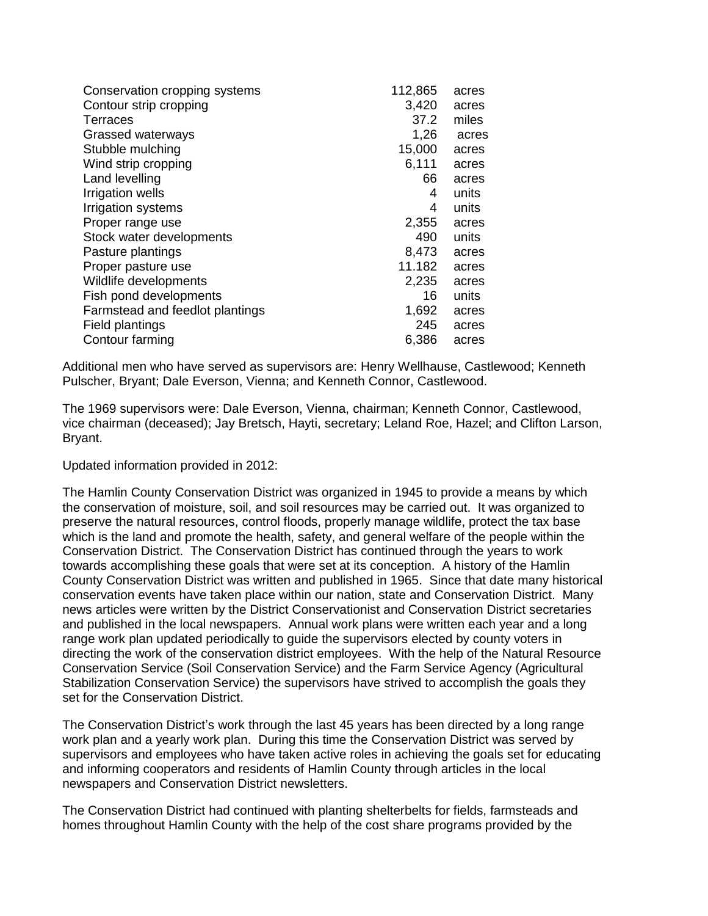| | | |
|---|---|---|
| Conservation cropping systems | 112,865 | acres |
| Contour strip cropping | 3,420 | acres |
| Terraces | 37.2 | miles |
| Grassed waterways | 1,26 | acres |
| Stubble mulching | 15,000 | acres |
| Wind strip cropping | 6,111 | acres |
| Land levelling | 66 | acres |
| Irrigation wells | 4 | units |
| Irrigation systems | 4 | units |
| Proper range use | 2,355 | acres |
| Stock water developments | 490 | units |
| Pasture plantings | 8,473 | acres |
| Proper pasture use | 11.182 | acres |
| Wildlife developments | 2,235 | acres |
| Fish pond developments | 16 | units |
| Farmstead and feedlot plantings | 1,692 | acres |
| Field plantings | 245 | acres |
| Contour farming | 6,386 | acres |

Additional men who have served as supervisors are: Henry Wellhause, Castlewood; Kenneth Pulscher, Bryant; Dale Everson, Vienna; and Kenneth Connor, Castlewood.

The 1969 supervisors were: Dale Everson, Vienna, chairman; Kenneth Connor, Castlewood, vice chairman (deceased); Jay Bretsch, Hayti, secretary; Leland Roe, Hazel; and Clifton Larson, Bryant.

Updated information provided in 2012:

The Hamlin County Conservation District was organized in 1945 to provide a means by which the conservation of moisture, soil, and soil resources may be carried out. It was organized to preserve the natural resources, control floods, properly manage wildlife, protect the tax base which is the land and promote the health, safety, and general welfare of the people within the Conservation District. The Conservation District has continued through the years to work towards accomplishing these goals that were set at its conception. A history of the Hamlin County Conservation District was written and published in 1965. Since that date many historical conservation events have taken place within our nation, state and Conservation District. Many news articles were written by the District Conservationist and Conservation District secretaries and published in the local newspapers. Annual work plans were written each year and a long range work plan updated periodically to guide the supervisors elected by county voters in directing the work of the conservation district employees. With the help of the Natural Resource Conservation Service (Soil Conservation Service) and the Farm Service Agency (Agricultural Stabilization Conservation Service) the supervisors have strived to accomplish the goals they set for the Conservation District.

The Conservation District's work through the last 45 years has been directed by a long range work plan and a yearly work plan. During this time the Conservation District was served by supervisors and employees who have taken active roles in achieving the goals set for educating and informing cooperators and residents of Hamlin County through articles in the local newspapers and Conservation District newsletters.

The Conservation District had continued with planting shelterbelts for fields, farmsteads and homes throughout Hamlin County with the help of the cost share programs provided by the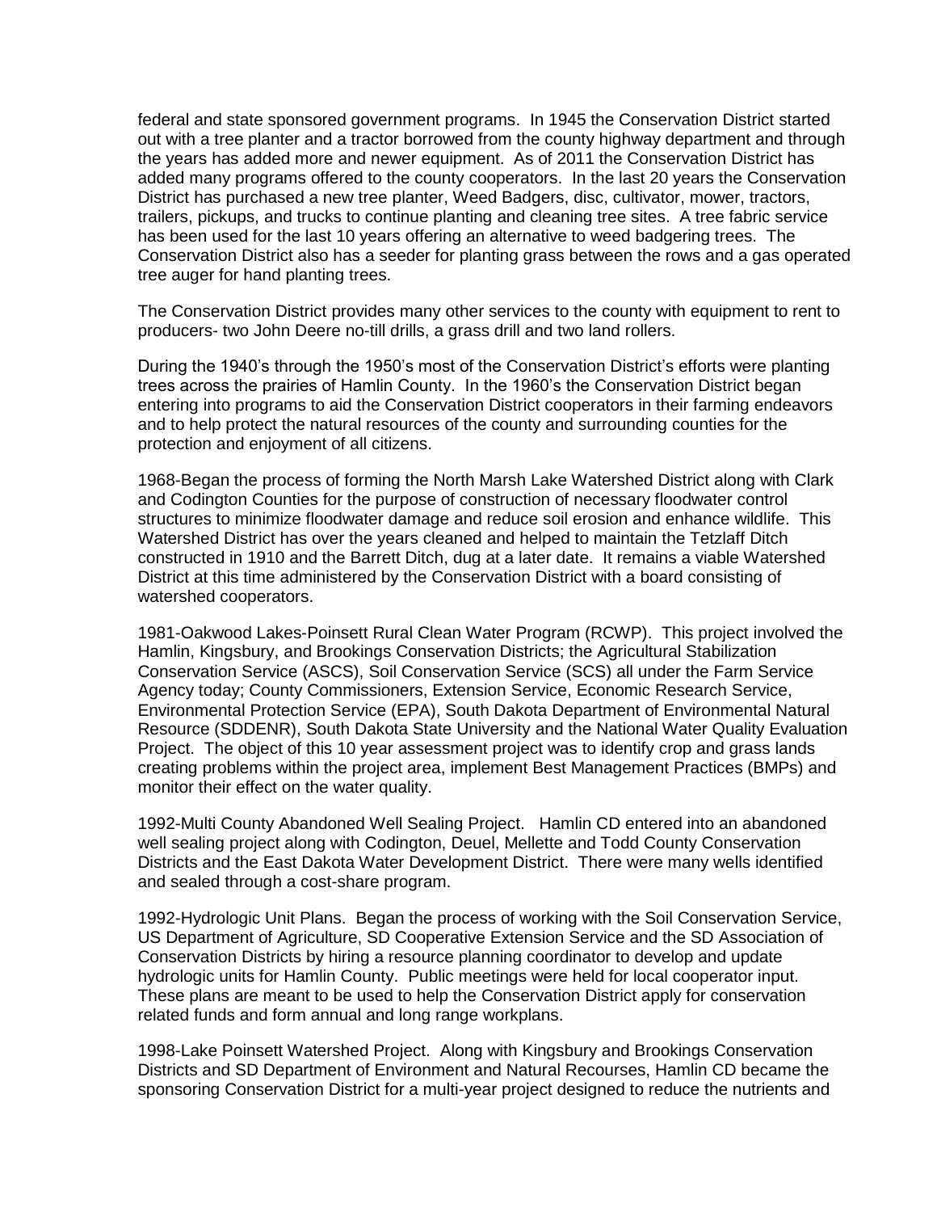federal and state sponsored government programs. In 1945 the Conservation District started out with a tree planter and a tractor borrowed from the county highway department and through the years has added more and newer equipment. As of 2011 the Conservation District has added many programs offered to the county cooperators. In the last 20 years the Conservation District has purchased a new tree planter, Weed Badgers, disc, cultivator, mower, tractors, trailers, pickups, and trucks to continue planting and cleaning tree sites. A tree fabric service has been used for the last 10 years offering an alternative to weed badgering trees. The Conservation District also has a seeder for planting grass between the rows and a gas operated tree auger for hand planting trees.

The Conservation District provides many other services to the county with equipment to rent to producers- two John Deere no-till drills, a grass drill and two land rollers.

During the 1940's through the 1950's most of the Conservation District's efforts were planting trees across the prairies of Hamlin County. In the 1960's the Conservation District began entering into programs to aid the Conservation District cooperators in their farming endeavors and to help protect the natural resources of the county and surrounding counties for the protection and enjoyment of all citizens.

1968-Began the process of forming the North Marsh Lake Watershed District along with Clark and Codington Counties for the purpose of construction of necessary floodwater control structures to minimize floodwater damage and reduce soil erosion and enhance wildlife. This Watershed District has over the years cleaned and helped to maintain the Tetzlaff Ditch constructed in 1910 and the Barrett Ditch, dug at a later date. It remains a viable Watershed District at this time administered by the Conservation District with a board consisting of watershed cooperators.

1981-Oakwood Lakes-Poinsett Rural Clean Water Program (RCWP). This project involved the Hamlin, Kingsbury, and Brookings Conservation Districts; the Agricultural Stabilization Conservation Service (ASCS), Soil Conservation Service (SCS) all under the Farm Service Agency today; County Commissioners, Extension Service, Economic Research Service, Environmental Protection Service (EPA), South Dakota Department of Environmental Natural Resource (SDDENR), South Dakota State University and the National Water Quality Evaluation Project. The object of this 10 year assessment project was to identify crop and grass lands creating problems within the project area, implement Best Management Practices (BMPs) and monitor their effect on the water quality.

1992-Multi County Abandoned Well Sealing Project. Hamlin CD entered into an abandoned well sealing project along with Codington, Deuel, Mellette and Todd County Conservation Districts and the East Dakota Water Development District. There were many wells identified and sealed through a cost-share program.

1992-Hydrologic Unit Plans. Began the process of working with the Soil Conservation Service, US Department of Agriculture, SD Cooperative Extension Service and the SD Association of Conservation Districts by hiring a resource planning coordinator to develop and update hydrologic units for Hamlin County. Public meetings were held for local cooperator input. These plans are meant to be used to help the Conservation District apply for conservation related funds and form annual and long range workplans.

1998-Lake Poinsett Watershed Project. Along with Kingsbury and Brookings Conservation Districts and SD Department of Environment and Natural Recourses, Hamlin CD became the sponsoring Conservation District for a multi-year project designed to reduce the nutrients and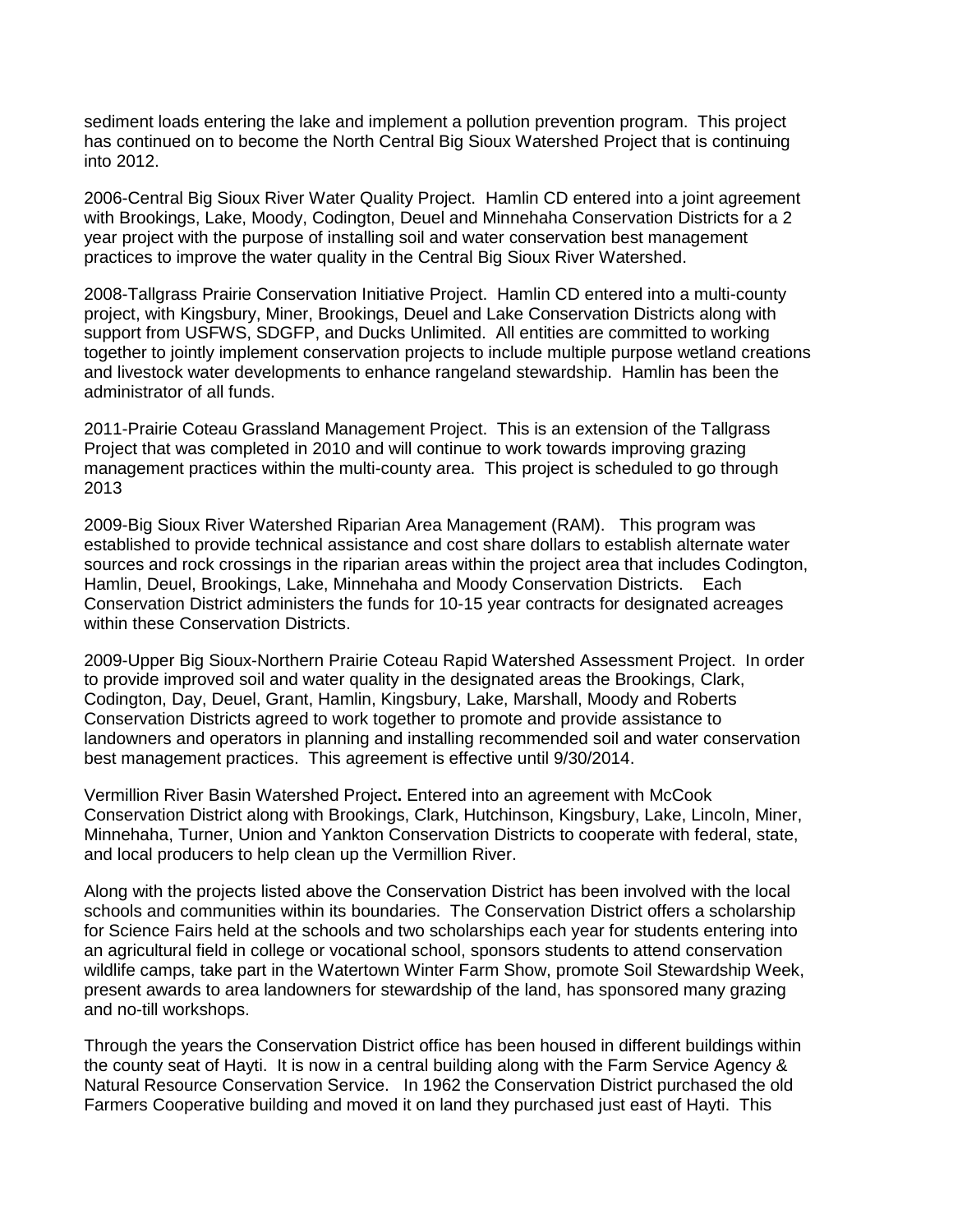sediment loads entering the lake and implement a pollution prevention program. This project has continued on to become the North Central Big Sioux Watershed Project that is continuing into 2012.

2006-Central Big Sioux River Water Quality Project. Hamlin CD entered into a joint agreement with Brookings, Lake, Moody, Codington, Deuel and Minnehaha Conservation Districts for a 2 year project with the purpose of installing soil and water conservation best management practices to improve the water quality in the Central Big Sioux River Watershed.

2008-Tallgrass Prairie Conservation Initiative Project. Hamlin CD entered into a multi-county project, with Kingsbury, Miner, Brookings, Deuel and Lake Conservation Districts along with support from USFWS, SDGFP, and Ducks Unlimited. All entities are committed to working together to jointly implement conservation projects to include multiple purpose wetland creations and livestock water developments to enhance rangeland stewardship. Hamlin has been the administrator of all funds.

2011-Prairie Coteau Grassland Management Project. This is an extension of the Tallgrass Project that was completed in 2010 and will continue to work towards improving grazing management practices within the multi-county area. This project is scheduled to go through 2013

2009-Big Sioux River Watershed Riparian Area Management (RAM). This program was established to provide technical assistance and cost share dollars to establish alternate water sources and rock crossings in the riparian areas within the project area that includes Codington, Hamlin, Deuel, Brookings, Lake, Minnehaha and Moody Conservation Districts. Each Conservation District administers the funds for 10-15 year contracts for designated acreages within these Conservation Districts.

2009-Upper Big Sioux-Northern Prairie Coteau Rapid Watershed Assessment Project. In order to provide improved soil and water quality in the designated areas the Brookings, Clark, Codington, Day, Deuel, Grant, Hamlin, Kingsbury, Lake, Marshall, Moody and Roberts Conservation Districts agreed to work together to promote and provide assistance to landowners and operators in planning and installing recommended soil and water conservation best management practices. This agreement is effective until 9/30/2014.

Vermillion River Basin Watershed Project**.** Entered into an agreement with McCook Conservation District along with Brookings, Clark, Hutchinson, Kingsbury, Lake, Lincoln, Miner, Minnehaha, Turner, Union and Yankton Conservation Districts to cooperate with federal, state, and local producers to help clean up the Vermillion River.

Along with the projects listed above the Conservation District has been involved with the local schools and communities within its boundaries. The Conservation District offers a scholarship for Science Fairs held at the schools and two scholarships each year for students entering into an agricultural field in college or vocational school, sponsors students to attend conservation wildlife camps, take part in the Watertown Winter Farm Show, promote Soil Stewardship Week, present awards to area landowners for stewardship of the land, has sponsored many grazing and no-till workshops.

Through the years the Conservation District office has been housed in different buildings within the county seat of Hayti. It is now in a central building along with the Farm Service Agency & Natural Resource Conservation Service. In 1962 the Conservation District purchased the old Farmers Cooperative building and moved it on land they purchased just east of Hayti. This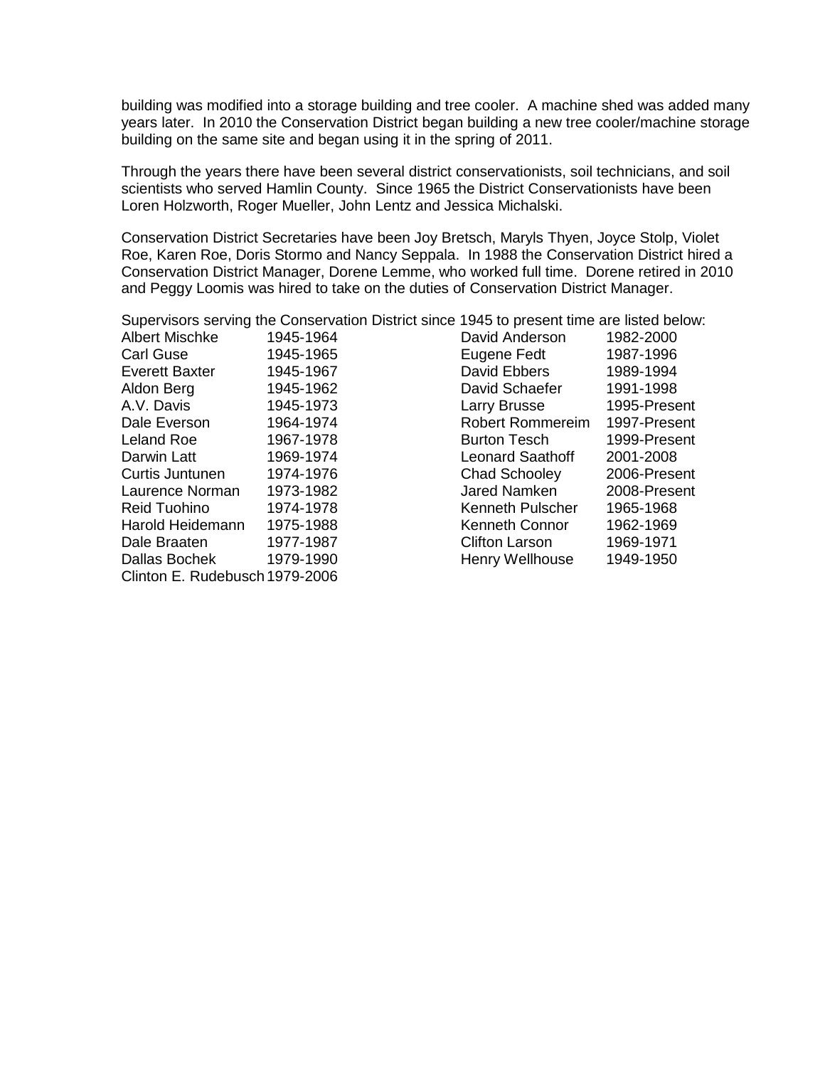building was modified into a storage building and tree cooler. A machine shed was added many years later. In 2010 the Conservation District began building a new tree cooler/machine storage building on the same site and began using it in the spring of 2011.

Through the years there have been several district conservationists, soil technicians, and soil scientists who served Hamlin County. Since 1965 the District Conservationists have been Loren Holzworth, Roger Mueller, John Lentz and Jessica Michalski.

Conservation District Secretaries have been Joy Bretsch, Maryls Thyen, Joyce Stolp, Violet Roe, Karen Roe, Doris Stormo and Nancy Seppala. In 1988 the Conservation District hired a Conservation District Manager, Dorene Lemme, who worked full time. Dorene retired in 2010 and Peggy Loomis was hired to take on the duties of Conservation District Manager.

Supervisors serving the Conservation District since 1945 to present time are listed below:

| | | | |
|---|---|---|---|
| Albert Mischke | 1945-1964 | David Anderson | 1982-2000 |
| Carl Guse | 1945-1965 | Eugene Fedt | 1987-1996 |
| Everett Baxter | 1945-1967 | David Ebbers | 1989-1994 |
| Aldon Berg | 1945-1962 | David Schaefer | 1991-1998 |
| A.V. Davis | 1945-1973 | Larry Brusse | 1995-Present |
| Dale Everson | 1964-1974 | Robert Rommereim | 1997-Present |
| Leland Roe | 1967-1978 | Burton Tesch | 1999-Present |
| Darwin Latt | 1969-1974 | Leonard Saathoff | 2001-2008 |
| Curtis Juntunen | 1974-1976 | Chad Schooley | 2006-Present |
| Laurence Norman | 1973-1982 | Jared Namken | 2008-Present |
| Reid Tuohino | 1974-1978 | Kenneth Pulscher | 1965-1968 |
| Harold Heidemann | 1975-1988 | Kenneth Connor | 1962-1969 |
| Dale Braaten | 1977-1987 | Clifton Larson | 1969-1971 |
| Dallas Bochek | 1979-1990 | Henry Wellhouse | 1949-1950 |
| Clinton E. Rudebusch | 1979-2006 | | |